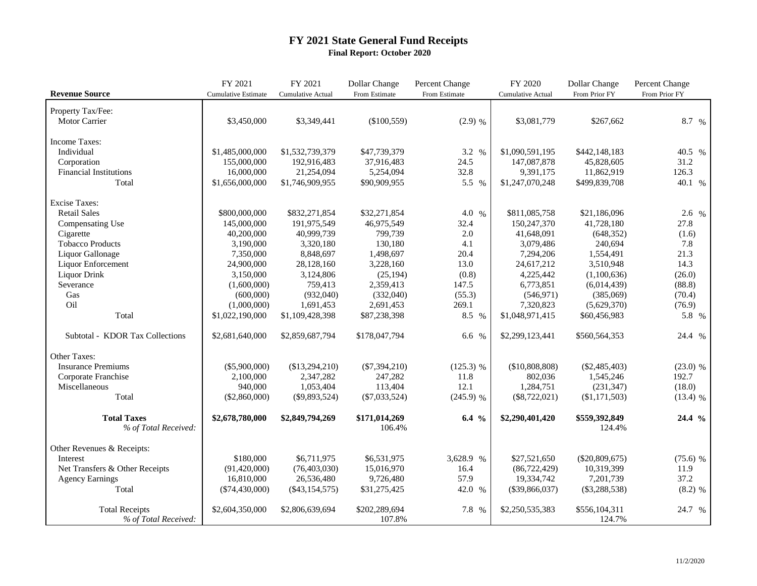# FY 2021 State General Fund Receipts

**Final Report: October 2020**

| **Revenue Source** | FY 2021 Cumulative Estimate | FY 2021 Cumulative Actual | Dollar Change From Estimate | Percent Change From Estimate | FY 2020 Cumulative Actual | Dollar Change From Prior FY | Percent Change From Prior FY |
|---|---|---|---|---|---|---|---|
| Property Tax/Fee: | | | | | | | |
| Motor Carrier | $3,450,000 | $3,349,441 | ($100,559) | (2.9) % | $3,081,779 | $267,662 | 8.7 % |
| Income Taxes: | | | | | | | |
| Individual | $1,485,000,000 | $1,532,739,379 | $47,739,379 | 3.2 % | $1,090,591,195 | $442,148,183 | 40.5 % |
| Corporation | 155,000,000 | 192,916,483 | 37,916,483 | 24.5 | 147,087,878 | 45,828,605 | 31.2 |
| Financial Institutions | 16,000,000 | 21,254,094 | 5,254,094 | 32.8 | 9,391,175 | 11,862,919 | 126.3 |
| Total | $1,656,000,000 | $1,746,909,955 | $90,909,955 | 5.5 % | $1,247,070,248 | $499,839,708 | 40.1 % |
| Excise Taxes: | | | | | | | |
| Retail Sales | $800,000,000 | $832,271,854 | $32,271,854 | 4.0 % | $811,085,758 | $21,186,096 | 2.6 % |
| Compensating Use | 145,000,000 | 191,975,549 | 46,975,549 | 32.4 | 150,247,370 | 41,728,180 | 27.8 |
| Cigarette | 40,200,000 | 40,999,739 | 799,739 | 2.0 | 41,648,091 | (648,352) | (1.6) |
| Tobacco Products | 3,190,000 | 3,320,180 | 130,180 | 4.1 | 3,079,486 | 240,694 | 7.8 |
| Liquor Gallonage | 7,350,000 | 8,848,697 | 1,498,697 | 20.4 | 7,294,206 | 1,554,491 | 21.3 |
| Liquor Enforcement | 24,900,000 | 28,128,160 | 3,228,160 | 13.0 | 24,617,212 | 3,510,948 | 14.3 |
| Liquor Drink | 3,150,000 | 3,124,806 | (25,194) | (0.8) | 4,225,442 | (1,100,636) | (26.0) |
| Severance | (1,600,000) | 759,413 | 2,359,413 | 147.5 | 6,773,851 | (6,014,439) | (88.8) |
| Gas | (600,000) | (932,040) | (332,040) | (55.3) | (546,971) | (385,069) | (70.4) |
| Oil | (1,000,000) | 1,691,453 | 2,691,453 | 269.1 | 7,320,823 | (5,629,370) | (76.9) |
| Total | $1,022,190,000 | $1,109,428,398 | $87,238,398 | 8.5 % | $1,048,971,415 | $60,456,983 | 5.8 % |
| Subtotal - KDOR Tax Collections | $2,681,640,000 | $2,859,687,794 | $178,047,794 | 6.6 % | $2,299,123,441 | $560,564,353 | 24.4 % |
| Other Taxes: | | | | | | | |
| Insurance Premiums | ($5,900,000) | ($13,294,210) | ($7,394,210) | (125.3) % | ($10,808,808) | ($2,485,403) | (23.0) % |
| Corporate Franchise | 2,100,000 | 2,347,282 | 247,282 | 11.8 | 802,036 | 1,545,246 | 192.7 |
| Miscellaneous | 940,000 | 1,053,404 | 113,404 | 12.1 | 1,284,751 | (231,347) | (18.0) |
| Total | ($2,860,000) | ($9,893,524) | ($7,033,524) | (245.9) % | ($8,722,021) | ($1,171,503) | (13.4) % |
| **Total Taxes** | **$2,678,780,000** | **$2,849,794,269** | **$171,014,269** | **6.4 %** | **$2,290,401,420** | **$559,392,849** | **24.4 %** |
| *% of Total Received:* | | | 106.4% | | | 124.4% | |
| Other Revenues & Receipts: | | | | | | | |
| Interest | $180,000 | $6,711,975 | $6,531,975 | 3,628.9 % | $27,521,650 | ($20,809,675) | (75.6) % |
| Net Transfers & Other Receipts | (91,420,000) | (76,403,030) | 15,016,970 | 16.4 | (86,722,429) | 10,319,399 | 11.9 |
| Agency Earnings | 16,810,000 | 26,536,480 | 9,726,480 | 57.9 | 19,334,742 | 7,201,739 | 37.2 |
| Total | ($74,430,000) | ($43,154,575) | $31,275,425 | 42.0 % | ($39,866,037) | ($3,288,538) | (8.2) % |
| Total Receipts | $2,604,350,000 | $2,806,639,694 | $202,289,694 | 7.8 % | $2,250,535,383 | $556,104,311 | 24.7 % |
| *% of Total Received:* | | | 107.8% | | | 124.7% | |

11/2/2020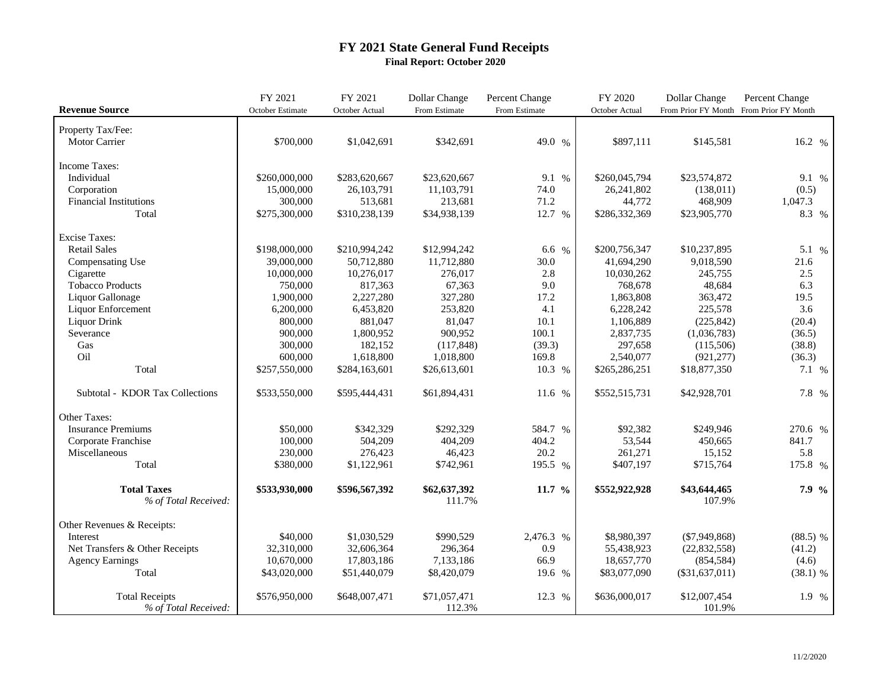# FY 2021 State General Fund Receipts

**Final Report: October 2020**

| Revenue Source | FY 2021 October Estimate | FY 2021 October Actual | Dollar Change From Estimate | Percent Change From Estimate | FY 2020 October Actual | Dollar Change From Prior FY Month | Percent Change From Prior FY Month |
|---|---|---|---|---|---|---|---|
| Property Tax/Fee: | | | | | | | |
| Motor Carrier | $700,000 | $1,042,691 | $342,691 | 49.0 % | $897,111 | $145,581 | 16.2 % |
| Income Taxes: | | | | | | | |
| Individual | $260,000,000 | $283,620,667 | $23,620,667 | 9.1 % | $260,045,794 | $23,574,872 | 9.1 % |
| Corporation | 15,000,000 | 26,103,791 | 11,103,791 | 74.0 | 26,241,802 | (138,011) | (0.5) |
| Financial Institutions | 300,000 | 513,681 | 213,681 | 71.2 | 44,772 | 468,909 | 1,047.3 |
| Total | $275,300,000 | $310,238,139 | $34,938,139 | 12.7 % | $286,332,369 | $23,905,770 | 8.3 % |
| Excise Taxes: | | | | | | | |
| Retail Sales | $198,000,000 | $210,994,242 | $12,994,242 | 6.6 % | $200,756,347 | $10,237,895 | 5.1 % |
| Compensating Use | 39,000,000 | 50,712,880 | 11,712,880 | 30.0 | 41,694,290 | 9,018,590 | 21.6 |
| Cigarette | 10,000,000 | 10,276,017 | 276,017 | 2.8 | 10,030,262 | 245,755 | 2.5 |
| Tobacco Products | 750,000 | 817,363 | 67,363 | 9.0 | 768,678 | 48,684 | 6.3 |
| Liquor Gallonage | 1,900,000 | 2,227,280 | 327,280 | 17.2 | 1,863,808 | 363,472 | 19.5 |
| Liquor Enforcement | 6,200,000 | 6,453,820 | 253,820 | 4.1 | 6,228,242 | 225,578 | 3.6 |
| Liquor Drink | 800,000 | 881,047 | 81,047 | 10.1 | 1,106,889 | (225,842) | (20.4) |
| Severance | 900,000 | 1,800,952 | 900,952 | 100.1 | 2,837,735 | (1,036,783) | (36.5) |
| Gas | 300,000 | 182,152 | (117,848) | (39.3) | 297,658 | (115,506) | (38.8) |
| Oil | 600,000 | 1,618,800 | 1,018,800 | 169.8 | 2,540,077 | (921,277) | (36.3) |
| Total | $257,550,000 | $284,163,601 | $26,613,601 | 10.3 % | $265,286,251 | $18,877,350 | 7.1 % |
| Subtotal - KDOR Tax Collections | $533,550,000 | $595,444,431 | $61,894,431 | 11.6 % | $552,515,731 | $42,928,701 | 7.8 % |
| Other Taxes: | | | | | | | |
| Insurance Premiums | $50,000 | $342,329 | $292,329 | 584.7 % | $92,382 | $249,946 | 270.6 % |
| Corporate Franchise | 100,000 | 504,209 | 404,209 | 404.2 | 53,544 | 450,665 | 841.7 |
| Miscellaneous | 230,000 | 276,423 | 46,423 | 20.2 | 261,271 | 15,152 | 5.8 |
| Total | $380,000 | $1,122,961 | $742,961 | 195.5 % | $407,197 | $715,764 | 175.8 % |
| **Total Taxes** | **$533,930,000** | **$596,567,392** | **$62,637,392** | **11.7 %** | **$552,922,928** | **$43,644,465** | **7.9 %** |
| *% of Total Received:* | | | 111.7% | | | 107.9% | |
| Other Revenues & Receipts: | | | | | | | |
| Interest | $40,000 | $1,030,529 | $990,529 | 2,476.3 % | $8,980,397 | ($7,949,868) | (88.5) % |
| Net Transfers & Other Receipts | 32,310,000 | 32,606,364 | 296,364 | 0.9 | 55,438,923 | (22,832,558) | (41.2) |
| Agency Earnings | 10,670,000 | 17,803,186 | 7,133,186 | 66.9 | 18,657,770 | (854,584) | (4.6) |
| Total | $43,020,000 | $51,440,079 | $8,420,079 | 19.6 % | $83,077,090 | ($31,637,011) | (38.1) % |
| Total Receipts | $576,950,000 | $648,007,471 | $71,057,471 | 12.3 % | $636,000,017 | $12,007,454 | 1.9 % |
| *% of Total Received:* | | | 112.3% | | | 101.9% | |

11/2/2020